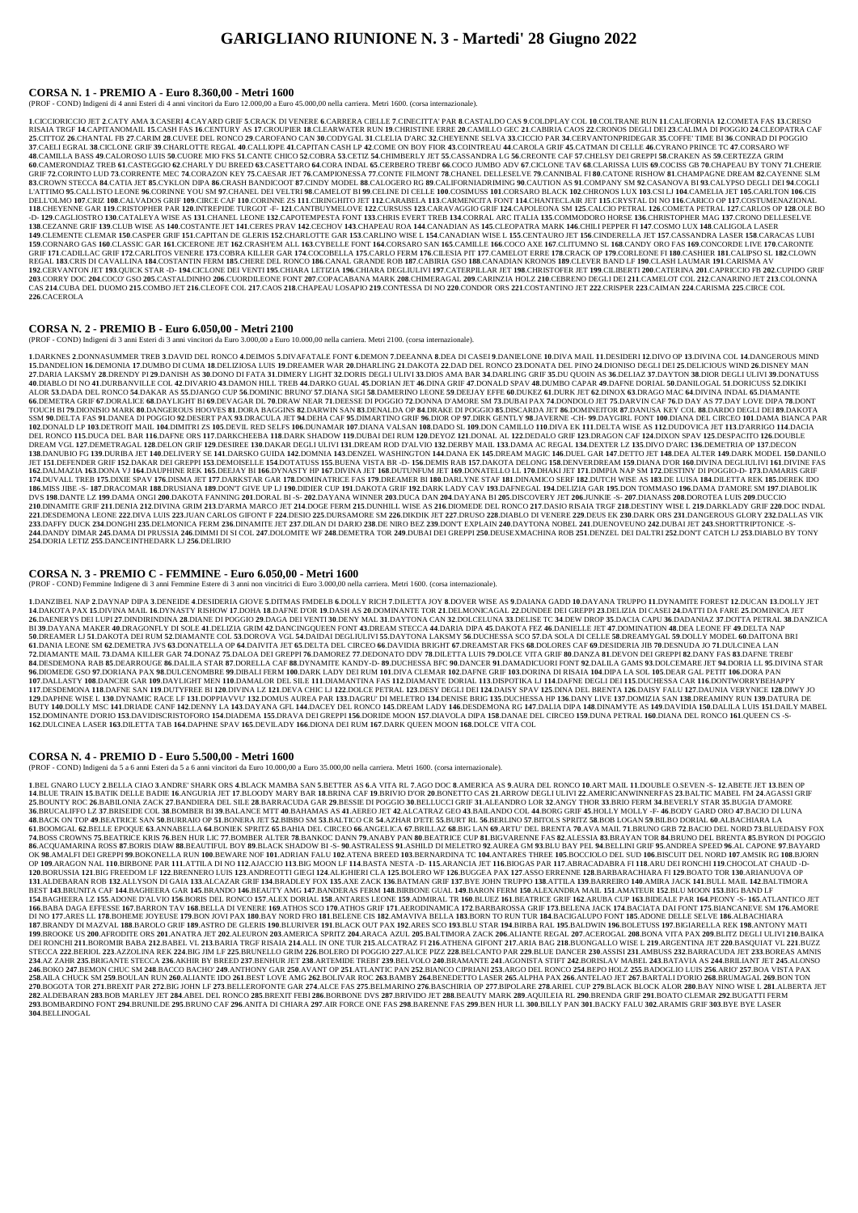# GARIGLIANO RIUNIONE N. 3 - Martedi' 28 Giugno 2022

## CORSA N. 1 - PREMIO A - Euro 8.360,00 - Metri 1600

(PROF - CONDO) Indigeni di 4 anni Esteri di 4 anni vincitori da Euro 12.000,00 a Euro 45.000,00 nella carriera. Metri 1600. (corsa internazionale).

**1**.CICCIORICCIO JET **2**.CATY AMA **3**.CASERI **4**.CAYARD GRIF **5**.CRACK DI VENERE **6**.CARRERA CIELLE **7**.CINECITTA' PAR **8**.CASTALDO CAS **9**.COLDPLAY COL **10**.COLTRANE RUN **11**.CALIFORNIA **12**.COMETA FAS **13**.CRESO RISAIA TRGF **14**.CAPITANOMAIL **15**.CASH FAS **16**.CENTURY AS **17**.CROUPIER **18**.CLEARWATER RUN **19**.CHRISTINE ERRE **20**.CAMILLO GEC **21**.CABIRIA CAOS **22**.CRONOS DEGLI DEI **23**.CALIMA DI POGGIO **24**.CLEOPATRA CAF **25**.CITTOZ **26**.CHANTAL FB **27**.CARIM **28**.CUVEE DEL RONCO **29**.CAROFANO CAN **30**.CODYGAL **31**.CLELIA D'ARC **32**.CHEYENNE SELVA **33**.CICCIO PAR **34**.CERVANTESPRIDEGAR **35**.COFFE' TIME BI **36**.CONRAD DI POGGIO **37**.CAELI EGRAL **38**.CICLONE GRIF **39**.CHARLOTTE REGAL **40**.CALLIOPE **41**.CAPITAN CASH LP **42**.COME ON BOY FIOR **43**.COINTREAU **44**.CAROLA GRIF **45**.CATMAN DI CELLE **46**.CYRANO PRINCE TC **47**.CORSARO WF **48**.CAMILLA BASS **49**.CALOROSO LUIS **50**.CUORE MIO FKS **51**.CANTE CHICO **52**.COBRA **53**.CETIZ **54**.CHIMBERLY JET **55**.CASSANDRA LG **56**.CREONTE CAF **57**.CHELSY DEI GREPPI **58**.CRAKEN AS **59**.CERTEZZA GRIM **60**.CAMERONDIAZ TREB **61**.CASTEGGIO **62**.CHARLY DU BREED **63**.CASETTARO **64**.CORA INDAL **65**.CERBERO TREBI' **66**.COCO JUMBO ADV **67**.CICLONE TAV **68**.CLARISSA LUIS **69**.COCISS GB **70**.CHAPEAU BY TONY **71**.CHERIE GRIF **72**.CORINTO LUD **73**.CORRENTE MEC **74**.CORAZON KEY **75**.CAESAR JET **76**.CAMPIONESSA **77**.CONTE FILMONT **78**.CHANEL DELLESELVE **79**.CANNIBAL FI **80**.CATONE RISHOW **81**.CHAMPAGNE DREAM **82**.CAYENNE SLM **83**.CROWN STECCA **84**.CATIA JET **85**.CYKLON DIPA **86**.CRASH BANDICOOT **87**.CINDY MODEL **88**.CALOGERO RG **89**.CALIFORNIADRIMING **90**.CAUTION AS **91**.COMPANY SM **92**.CASANOVA BI **93**.CALYPSO DEGLI DEI **94**.COGLI L'ATTIMO **95**.CALLISTO LEONE **96**.CORINNE YOU SM **97**.CHANEL DEI VELTRI **98**.CAMELOT BI **99**.CELINE DI CELLE **100**.COSIMUSS **101**.CORSARO BLACK **102**.CHRONOS LUX **103**.CSI LJ **104**.CAMELIA JET **105**.CARLTON **106**.CIS DELL'OLMO **107**.CRIZ **108**.CALVADOS GRIF **109**.CIRCE CAF **110**.CORINNE ZS **111**.CIRINGHITO JET **112**.CARABELA **113**.CARMENCITA FONT **114**.CHANTECLAIR JET **115**.CRYSTAL DI NO **116**.CARICO OP **117**.COSTUMENAZIONAL **118**.CHEYENNE GAR **119**.CRISTOPHER PAR **120**.INTREPIDE TURGOT -F- **121**.CANTBUYMELOVE **122**.CURSUSS **123**.CARAVAGGIO GRIF **124**.CAPOLEONA SM **125**.CALCIO PETRAL **126**.COMETA PETRAL **127**.CARLOS OP **128**.OLE BO -D- **129**.CAGLIOSTRO **130**.CATALEYA WISE AS **131**.CHANEL LEONE **132**.CAPOTEMPESTA FONT **133**.CHRIS EVERT TREB **134**.CORRAL ARC ITALIA **135**.COMMODORO HORSE **136**.CHRISTOPHER MAG **137**.CRONO DELLESELVE **138**.CEZANNE GRIF **139**.CLUB WISE AS **140**.COSTANTE JET **141**.CERES PRAV **142**.CECHOV **143**.CHAPEAU ROA **144**.CANADIAN AS **145**.CLEOPATRA MARK **146**.CHILI PEPPER FI **147**.COSMO LUX **148**.CALIGOLA LASER **149**.CLEMENTE CLEMAR **150**.CASPER GRIF **151**.CAPITAN DE GLERIS **152**.CHARLOTTE GAR **153**.CARLINO WISE L **154**.CANADIAN WISE L **155**.CENTAURO JET **156**.CINDERELLA JET **157**.CASSANDRA LASER **158**.CARACAS LUBI **159**.CORNARO GAS **160**.CLASSIC GAR **161**.CICERONE JET **162**.CRASH'EM ALL **163**.CYBELLE FONT **164**.CORSARO SAN **165**.CAMILLE **166**.COCO AXE **167**.CLITUMNO SL **168**.CANDY ORO FAS **169**.CONCORDE LIVE **170**.CARONTE GRIF **171**.CADILLAC GRIF **172**.CARLITOS VENERE **173**.COBRA KILLER GAR **174**.COCOBELLA **175**.CARLO FERM **176**.CILESIA PIT **177**.CAMELOT ERRE **178**.CRACK OP **179**.CORLEONE FI **180**.CASHIER **181**.CALIPSO SL **182**.CLOWN REGAL **183**.CRIS DI CAVALLINA **184**.COSTANTIN FERM **185**.CHERE DEL RONCO **186**.CANAL GRANDE ROB **187**.CABIRIA GSO **188**.CANADIAN KRONOS **189**.CLEVER BAND LF **190**.CLASH LAUMAR **191**.CARISMA AV **192**.CERVANTON JET **193**.QUICK STAR -D- **194**.CICLONE DEI VENTI **195**.CHIARA LETIZIA **196**.CHIARA DEGLIULIVI **197**.CATERPILLAR JET **198**.CHRISTOFER JET **199**.CILIBERTI **200**.CATERINA **201**.CAPRICCIO FB **202**.CUPIDO GRIF **203**.CORRY DOC **204**.COCO' GSO **205**.CASTALDINHO **206**.CUORDILEONE FONT **207**.COPACABANA MARK **208**.CHIMERAGAL **209**.CARINZIA HOLZ **210**.CEBRENO DEGLI DEI **211**.CAMELOT COL **212**.CANARINO JET **213**.COLONNA CAS **214**.CUBA DEL DUOMO **215**.COMBO JET **216**.CLEOFE COL **217**.CAOS **218**.CHAPEAU LOSAPIO **219**.CONTESSA DI NO **220**.CONDOR ORS **221**.COSTANTINO JET **222**.CRISPER **223**.CAIMAN **224**.CARISMA **225**.CIRCE COL **226**.CACEROLA

## CORSA N. 2 - PREMIO B - Euro 6.050,00 - Metri 2100

(PROF - CONDO) Indigeni di 3 anni Esteri di 3 anni vincitori da Euro 3.000,00 a Euro 10.000,00 nella carriera. Metri 2100. (corsa internazionale).

**1**.DARKNES **2**.DONNASUMMER TREB **3**.DAVID DEL RONCO **4**.DEIMOS **5**.DIVAFATALE FONT **6**.DEMON **7**.DEEANNA **8**.DEA DI CASEI **9**.DANIELONE **10**.DIVA MAIL **11**.DESIDERI **12**.DIVO OP **13**.DIVINA COL **14**.DANGEROUS MIND **15**.DANDELION **16**.DEMONIA **17**.DUMBO DI CUMA **18**.DELIZIOSA LUIS **19**.DREAMER WAR **20**.DHARLING **21**.DAKOTA **22**.DAD DEL RONCO **23**.DONATA DEL PINO **24**.DIONISO DEGLI DEI **25**.DELICIOUS WIND **26**.DISNEY MAN **27**.DARIA LAKSMY **28**.DRENDY PI **29**.DANISH AS **30**.DONO DI FATA **31**.DIMERY LIGHT **32**.DORIS DEGLI ULIVI **33**.DIOS AMA BAR **34**.DARLING GRIF **35**.DU QUOIN AS **36**.DELIAZ **37**.DAYTON **38**.DIOR DEGLI ULIVI **39**.DONATUSS **40**.DIABLO DI NO **41**.DURBANVILLE COL **42**.DIVARIO **43**.DAMON HILL TREB **44**.DARKO GUAL **45**.DORIAN JET **46**.DINA GRIF **47**.DONALD SPAV **48**.DUMBO CAPAR **49**.DAFNE DORIAL **50**.DANILOGAL **51**.DORICUSS **52**.DIKIKI ALOR **53**.DADA DEL RONCO **54**.DAKAR AS **55**.DJANGO CUP **56**.DOMINIC BRUNO' **57**.DIANA SIGI **58**.DAMERINO LEONE **59**.DEEJAY EFFE **60**.DUKEZ **61**.DURK JET **62**.DINOX **63**.DRAGO MAC **64**.DIVINA INDAL **65**.DIAMANTE **66**.DEMETRA GRIF **67**.DORALICE **68**.DAYLIGHT BI **69**.DEVAGAR DL **70**.DRAW NEAR **71**.DEESSE DI POGGIO **72**.DONNA D'AMORE SM **73**.DUBAI PAX **74**.DONDOLO JET **75**.DARVIN CAF **76**.D DAY AS **77**.DAY LOVE DIPA **78**.DONT TOUCH BI **79**.DIONISIO MARK **80**.DANGEROUS HOOVES **81**.DORA BAGGINS **82**.DARWIN SAN **83**.DENALDA OP **84**.DRAKE DI POGGIO **85**.DISCARDA JET **86**.DOMINEITOR **87**.DANUSA KEY COL **88**.DARDO DEGLI DEI **89**.DAKOTA SSM **90**.DELTA FAS **91**.DANEA DI POGGIO **92**.DESERT PAX **93**.DRACULA JET **94**.DEHA CAF **95**.DIMARTINO GRIF **96**.DIOR OP **97**.DIRK GENTLY **98**.JAVERNE -CH- **99**.DAYGIRL FONT **100**.DIANA DEL CIRCEO **101**.DAMA BIANCA PAR **102**.DONALD LP **103**.DETROIT MAIL **104**.DIMITRI ZS **105**.DEVIL RED SELFS **106**.DUNAMAR **107**.DIANA VALSAN **108**.DADO SL **109**.DON CAMILLO **110**.DIVA EK **111**.DELTA WISE AS **112**.DUDOVICA JET **113**.D'ARRIGO **114**.DACIA DEL RONCO **115**.DUCA DEL BAR **116**.DAFNE ORS **117**.DARKCHEEBA **118**.DARK SHADOW **119**.DUBAI DEI RUM **120**.DEYOZ **121**.DONAL AL **122**.DEDALO GRIF **123**.DRAGON CAF **124**.DIXON SPAV **125**.DESPACITO **126**.DOUBLE DREAM VGL **127**.DEMETRAGAL **128**.DELON GRIF **129**.DESIREE **130**.DAKAR DEGLI ULIVI **131**.DREAM ROD D'ALVIO **132**.DERBY MAIL **133**.DAMA AC REGAL **134**.DEXTER LZ **135**.DIVO D'ARC **136**.DEMETRIA OP **137**.DECON **138**.DANUBIO FG **139**.DURIBA JET **140**.DELIVERY SE **141**.DARSKO GUIDA **142**.DOMNIA **143**.DENZEL WASHINGTON **144**.DANA EK **145**.DREAM MAGIC **146**.DUEL GAR **147**.DETTO JET **148**.DEA ALTER **149**.DARK MODEL **150**.DANILO JET **151**.DEFENDER GRIF **152**.DAKAR DEI GREPPI **153**.DEMOISELLE **154**.DOTATUSS **155**.BUENA VISTA BR -D- **156**.DEMIS RAB **157**.DAKOTA DELONG **158**.DENVERDREAM **159**.DIANA D'OR **160**.DIVINA DEGLIULIVI **161**.DIVINE FAS **162**.DALMAZIA **163**.DONA VJ **164**.DAUPHINE REK **165**.DEEJAY BI **166**.DYNASTY HP **167**.DIVINA JET **168**.DUTUNFUM JET **169**.DONATELLO LL **170**.DHAKI JET **171**.DIMPIA NAP SM **172**.DESTINY DI POGGIO-D- **173**.DAMARIS GRIF **174**.DUVALL TREB **175**.DIXIE SPAV **176**.DISMA JET **177**.DARKSTAR GAR **178**.DOMINATRICE FAS **179**.DREAMER BI **180**.DARLYNE STAF **181**.DINAMICO SERF **182**.DUTCH WISE AS **183**.DE LUISA **184**.DILETTA REK **185**.DEREK IDO **186**.MISS JIBE -S- **187**.DRACOMAR **188**.DRUSIANA **189**.DONT GIVE UP LJ **190**.DIDIER CUP **191**.DAKOTA GRIF **192**.DARK LADY CAV **193**.DAFNEGAL **194**.DELIZIA GAR **195**.DON TOMMASO **196**.DAMA D'AMORE SM **197**.DIABOLIK DVS **198**.DANTE LZ **199**.DAMA ONGI **200**.DAKOTA FANNING **201**.DORAL BI -S- **202**.DAYANA WINNER **203**.DUCA DAN **204**.DAYANA BI **205**.DISCOVERY JET **206**.JUNKIE -S- **207**.DIANASS **208**.DOROTEA LUIS **209**.DUCCIO **210**.DINAMITE GRIF **211**.DENIA **212**.DIVINA GRIM **213**.D'ARMA MARCO JET **214**.DOGE FERM **215**.DUNHILL WISE AS **216**.DIOMEDE DEL RONCO **217**.DASIO RISAIA TRGF **218**.DESTINY WISE L **219**.DARKLADY GRIF **220**.DOC INDAL **221**.DESDEMONA LEONE **222**.DIVA LUIS **223**.JUAN CARLOS GIFONT F **224**.DESIO **225**.DURSAMORE SM **226**.DIKDIK JET **227**.DRUSO **228**.DIABLO DI VENERE **229**.DEUS EK **230**.DARK ORS **231**.DANGEROUS GLORY **232**.DALLAS VIK **233**.DAFFY DUCK **234**.DONGHI **235**.DELMONICA FERM **236**.DINAMITE JET **237**.DILAN DI DARIO **238**.DE NIRO BEZ **239**.DON'T EXPLAIN **240**.DAYTONA NOBEL **241**.DUENOVEUNO **242**.DUBAI JET **243**.SHORTTRIPTONICE -S- **244**.DANDY DIMAR **245**.DAMA DI PRUSSIA **246**.DIMMI DI SI COL **247**.DOLOMITE WF **248**.DEMETRA TOR **249**.DUBAI DEI GREPPI **250**.DEUSEXMACHINA ROB **251**.DENZEL DEI DALTRI **252**.DON'T CATCH LJ **253**.DIABLO BY TONY **254**.DORIA LETIZ **255**.DANCEINTHEDARK LJ **256**.DELIRIO

## CORSA N. 3 - PREMIO C - FEMMINE - Euro 6.050,00 - Metri 1600

(PROF - CONDO) Femmine Indigene di 3 anni Femmine Estere di 3 anni non vincitrici di Euro 3.000,00 nella carriera. Metri 1600. (corsa internazionale).

**1**.DANZIBEL NAP **2**.DAYNAP DIPA **3**.DENEIDE **4**.DESIDERIA GIOVE **5**.DITMAS FMDELB **6**.DOLLY RICH **7**.DILETTA JOY **8**.DOVER WISE AS **9**.DAIANA GADD **10**.DAYANA TRUPPO **11**.DYNAMITE FOREST **12**.DUCAN **13**.DOLLY JET **14**.DAKOTA PAX **15**.DIVINA MAIL **16**.DYNASTY RISHOW **17**.DOHA **18**.DAFNE D'OR **19**.DASH AS **20**.DOMINANTE TOR **21**.DELMONICAGAL **22**.DUNDEE DEI GREPPI **23**.DELIZIA DI CASEI **24**.DATTI DA FARE **25**.DOMINICA JET **26**.DAENERYS DEI LUPI **27**.DINDIRINDINA **28**.DIANE DI POGGIO **29**.DAGA DEI VENTI **30**.DENY MAL **31**.DAYTONA CAN **32**.DOLCELUNA **33**.DELISE TC **34**.DEW DROP **35**.DACIA CAPU **36**.DADANIAZ **37**.DOTTA PETRAL **38**.DANZICA BI **39**.DAYANA MAKER **40**.DRAGONFLY DI SOLE **41**.DELIZIA GRIM **42**.DANCINGQUEEN FONT **43**.DREAM STECCA **44**.DARIA DIPA **45**.DAKOTA FEZ **46**.DANIELLE JET **47**.DOMINATION **48**.DEA LEONE FF **49**.DELTA NAP **50**.DREAMER LJ **51**.DAKOTA DEI RUM **52**.DIAMANTE COL **53**.DOROVA VGL **54**.DAIDAI DEGLIULIVI **55**.DAYTONA LAKSMY **56**.DUCHESSA SCO **57**.DA SOLA DI CELLE **58**.DREAMYGAL **59**.DOLLY MODEL **60**.DAITONA BRI **61**.DANIA LEONE SM **62**.DEMETRA JVS **63**.DONATELLA OP **64**.DAIVITA JET **65**.DELTA DEL CIRCEO **66**.DAVIDA BRIGHT **67**.DREAMSTAR FKS **68**.DOLORES CAF **69**.DESIDERIA JB **70**.DESNUDA JO **71**.DULCINEA LAN **72**.DIAMANTE MAIL **73**.DAMA KILLER GAR **74**.DONAZ **75**.DALOA DEI GREPPI **76**.DAMOREZ **77**.DEDONATO DDV **78**.DILETTA LUIS **79**.DOLCE VITA GRIF **80**.DANZA **81**.DEVON DEI GREPPI **82**.DANY FAS **83**.DAFNE TREBI' **84**.DESDEMONA RAB **85**.DEARROUGE **86**.DALILA STAR **87**.DORELLA CAF **88**.DYNAMITE KANDY-D- **89**.DUCHESSA BFC **90**.DANCER **91**.DAMADICUORI FONT **92**.DALILA GAMS **93**.DOLCEMARE JET **94**.DORIA LL **95**.DIVINA STAR **96**.DIOMEDE GSO **97**.DORIANA PAX **98**.DULCENOMBRE **99**.DIBALI FERM **100**.DARK LADY DEI RUM **101**.DIVA CLEMAR **102**.DAFNE GRIF **103**.DORINA DI RISAIA **104**.DIPA LA SOL **105**.DEAR GAL PETIT **106**.DORA PAN **107**.DALLASTY **108**.DANCER GAR **109**.DAYLIGHT MEN **110**.DAMALOR DEL SILE **111**.DIAMANTINA FAS **112**.DIAMANTE DORIAL **113**.DISPOTIKA LJ **114**.DAFNE DEGLI DEI **115**.DUCHESSA CAR **116**.DONTWORRYBEHAPPY **117**.DESDEMONA **118**.DAFNE SAN **119**.DUTYFREE BI **120**.DIVINA LZ **121**.DEVA CHIC LJ **122**.DOLCE PETRAL **123**.DESY DEGLI DEI **124**.DAISY SPAV **125**.DINA DEL BRENTA **126**.DAISY FALU **127**.DAUNIA VERYNICE **128**.DIWY JO **129**.DAPHNE WISE L **130**.DYNAMIC RACE LF **131**.DOPPIAVVU' **132**.DOMUS AUREA PAR **133**.DAGRU' DI MELETRO **134**.DENISE BRIG **135**.DUCHESSA HP **136**.DANY LIVE **137**.DOMIZIA SAN **138**.DREAMINY RUN **139**.DATURA DE BUTY **140**.DOLLY MSC **141**.DRIADE CANF **142**.DENNY LA **143**.DAYANA GFL **144**.DACEY DEL RONCO **145**.DREAM LADY **146**.DESDEMONA RG **147**.DALIA DIPA **148**.DINAMYTE AS **149**.DAVIDIA **150**.DALILA LUIS **151**.DAILY MABEL **152**.DOMINANTE D'ORIO **153**.DAVIDISCRISTOFORO **154**.DIADEMA **155**.DRAVA DEI GREPPI **156**.DORIDE MOON **157**.DIAVOLA DIPA **158**.DANAE DEL CIRCEO **159**.DUNA PETRAL **160**.DIANA DEL RONCO **161**.QUEEN CS -S- **162**.DULCINEA LASER **163**.DILETTA TAB **164**.DAPHNE SPAV **165**.DEVILADY **166**.DIONA DEI RUM **167**.DARK QUEEN MOON **168**.DOLCE VITA COL

## CORSA N. 4 - PREMIO D - Euro 5.500,00 - Metri 1600

(PROF - CONDO) Indigeni da 5 a 6 anni Esteri da 5 a 6 anni vincitori da Euro 10.000,00 a Euro 35.000,00 nella carriera. Metri 1600. (corsa internazionale).

**1**.BEL GNARO LUCY **2**.BELLA CIAO **3**.ANDRE' SHARK ORS **4**.BLACK MAMBA SAN **5**.BETTER AS **6**.A VITA RL **7**.AGO DOC **8**.AMERICA AS **9**.AURA DEL RONCO **10**.ART MAIL **11**.DOUBLE O.SEVEN -S- **12**.ABETE JET **13**.BEN OP **14**.BLUE TRAIN **15**.BATIK DELLE BADIE **16**.ANGURIA JET **17**.BLOODY MARY BAR **18**.BRINA CAF **19**.BRIVIO D'OR **20**.BONETTO CAS **21**.ARROW DEGLI ULIVI **22**.AMERICANWINNERFAS **23**.BALTIC MABEL FM **24**.AGASSI GRIF **25**.BENTLY ROC **26**.BABILONIA ZACK **27**.BANDIERA DEL SILE **28**.BARRACUDA GAR **29**.BESSIE DI POGGIO **30**.BELLUCCI GRIF **31**.ALEANDRO LOR **32**.ANGY THOR **33**.BRIO FERM **34**.BEVERLY STAR **35**.BUGIA D'AMORE **36**.BRUCALIFFO LZ **37**.BRISEIDE COL **38**.BOMBER BI **39**.BALANCE MTT **40**.BAHAMAS AS **41**.AEREO JET **42**.ALCATRAZ GEO **43**.BAILANDO COL **44**.BORG GRIF **45**.HOLLY MOLLY -F- **46**.BODY GARD ORO **47**.BACIO DI LUNA **48**.BACK ON TOP **49**.BEATRICE SAN **50**.BURRAIO OP **51**.BONERA JET **52**.BIBBO SM **53**.BALTICO CR **54**.AZHAR D'ETE **55**.BURT RL **56**.BERLINO **57**.BITOLS SPRITZ **58**.BOB LOGAN **59**.BILBO DORIAL **60**.ALBACHIARA LA **61**.BOOMGAL **62**.BELLE EPOQUE **63**.ANNABELLA **64**.BONIEK SPRITZ **65**.BAHIA DEL CIRCEO **66**.ANGELICA **67**.BRILLAZ **68**.BIG LAN **69**.ARTU' DEL BRENTA **70**.AVA MAIL **71**.BRUNO GRB **72**.BACIO DEL NORD **73**.BLUEDAISY FOX **74**.BOSS CROWNS **75**.BEATRICE KRIS **76**.BEN HUR LP **77**.BOMBER ALTER **78**.BANKOC DANN **79**.ANABY PAN **80**.BEATRICE CUP **81**.BIGVARENNE FAS **82**.ALESSIA **83**.BRAYAN TOR **84**.BRUNO DEL BRENTA **85**.BYRON DI POGGIO **86**.ACQUAMARINA ROSS **87**.BORIS DIAW **88**.BEAUTIFUL BOY **89**.BLACK SHADOW BI -S- **90**.ASTRALESS **91**.ASHILD DI MELETRO **92**.AUREA GM **93**.BLU BAY PEL **94**.BELLINI GRIF **95**.ANDREA SPEED **96**.AL CAPONE **97**.BAYARD OK **98**.AMALFI DEI GREPPI **99**.BOKONELLA RUN **100**.BEWARE NOF **101**.ADRIAN FALU **102**.ATENA BREED **103**.BERNARDINA TC **104**.ANTARES THREE **105**.BOCCIOLO DEL SUD **106**.BISCUIT DEL NORD **107**.AMSIK RG **108**.BJORN OP **109**.ARAGON NAL **110**.BIRBONE PAR **111**.ATTILA DI NO **112**.AJACCIO **113**.BIG MOON LF **114**.BASTA NESTA -D- **115**.ARANCIA JET **116**.BIOGAS PAR **117**.ABRACADABRA FI **118**.ARU DEI RONCHI **119**.CHOCOLAT CHAUD -D- **120**.BORUSSIA **121**.BIG FREEDOM LF **122**.BRENNERO LUIS **123**.ANDREOTTI GIEGI **124**.ALIGHIERI CLA **125**.BOLERO WF **126**.BUGGEA PAX **127**.ASSO ERRENNE **128**.BARBARACHIARA FI **129**.BOATO TOR **130**.ARIANUOVA OP **131**.ALDEBARAN ROB **132**.ALLYSON DI GAIA **133**.ALCAZAR GRIF **134**.BRADLEY FOX **135**.AXE ZACK **136**.BATMAN GRIF **137**.BYE JOHN TRUPPO **138**.ATTILA **139**.BARREIRO **140**.AMIRA JACK **141**.BULL MAIL **142**.BALTIMORA BEST **143**.BRUNITA CAF **144**.BAGHEERA GAR **145**.BRANDO **146**.BEAUTY AMG **147**.BANDERAS FERM **148**.BIRBONE GUAL **149**.BARON FERM **150**.ALEXANDRA MAIL **151**.AMATEUR **152**.BLU MOON **153**.BIG BAND LF **154**.BAGHEERA LZ **155**.ADONE D'ALVIO **156**.BORIS DEL RONCO **157**.ALEX DORIAL **158**.ANTARES LEONE **159**.ADMIRAL TR **160**.BLUEZ **161**.BEATRICE GRIF **162**.ARUBA CUP **163**.BIDEALE PAR **164**.PEONY -S- **165**.ATLANTICO JET **166**.BABA DAGA EFFESSE **167**.BARRON TAV **168**.BELLA DI VENERE **169**.ATHOS SCO **170**.ATHOS GRIF **171**.AERODINAMICA **172**.BARBAROSSA GRIF **173**.BELENA JACK **174**.BACIATA DAI FONT **175**.BIANCANEVE SM **176**.AMORE DI NO **177**.ARES LL **178**.BOHEME JOYEUSE **179**.BON JOVI PAX **180**.BAY NORD FRO **181**.BELENE CIS **182**.AMAVIVA BELLA **183**.BORN TO RUN TUR **184**.BACIGALUPO FONT **185**.ADONE DELLE SELVE **186**.ALBACHIARA **187**.BRANDY DI MAZVAL **188**.BAROLO GRIF **189**.ASTRO DE GLERIS **190**.BLURIVER **191**.BLACK OUT PAX **192**.ARES SCO **193**.BLU STAR **194**.BIRBA RAL **195**.BALDWIN **196**.BOLETUSS **197**.BIGIARELLA REK **198**.ANTONY MATI **199**.BROOKE US **200**.AFRODITE ORS **201**.ANATRA JET **202**.ALEURON **203**.AMERICA SPRITZ **204**.ARACA AZUL **205**.BALTIMORA ZACK **206**.ALIANTE REGAL **207**.ACEROGAL **208**.BONA VITA PAX **209**.BLITZ DEGLI ULIVI **210**.BAIKA DEI RONCHI **211**.BOROMIR BABA **212**.BABEL VL **213**.BARIA TRGF RISAIA **214**.ALL IN ONE TUR **215**.ALCATRAZ FI **216**.ATHENA GIFONT **217**.ARIA BAG **218**.BUONGALLO WISE L **219**.ARGENTINA JET **220**.BASQUIAT VL **221**.BUZZ STECCA **222**.BERIOL **223**.AZZOLINA REK **224**.BIG JIM LF **225**.BRUNELLO GRIM **226**.BOLERO DI POGGIO **227**.ALICE PIZZ **228**.BELCANTO PAR **229**.BLUE DANCER **230**.ASSISI **231**.AMBUSS **232**.BARRACUDA JET **233**.BOREAS AMNIS **234**.AZ ZAHR **235**.BRIGANTE STECCA **236**.AKHIR BY BREED **237**.BENHUR JET **238**.ARTEMIDE TREBI' **239**.BELVOLO **240**.BRAMANTE **241**.AGONISTA STIFT **242**.BORISLAV MABEL **243**.BATAVIA AS **244**.BRILIANT JET **245**.ALONSO **246**.BOKO **247**.BEMON CHUC SM **248**.BACCO BACHO' **249**.ANTHONY GAR **250**.AVANT OP **251**.ATLANTIC PAN **252**.BIANCO CIPRIANI **253**.ARGO DEL RONCO **254**.BEPO HOLZ **255**.BADOGLIO LUIS **256**.ARIO' **257**.BOA VISTA PAX **258**.AILA CHUCK SM **259**.BOULAN RUN **260**.ALIANTE IDO **261**.BEST LOVE AMG **262**.BOLIVAR ROC **263**.BAMBY **264**.BENEDETTO LASER **265**.ALPHA PAX **266**.ANTELAO JET **267**.BARTALI D'ORIO **268**.BRUMAGAL **269**.BON TON **270**.BOGOTA TOR **271**.BREXIT PAR **272**.BIG JOHN LF **273**.BELLEROFONTE GAR **274**.ALCE FAS **275**.BELMARINO **276**.BASCHIRIA OP **277**.BIPOLARE **278**.ARIEL CUP **279**.BLACK BLOCK ALOR **280**.BAY NINO WISE L **281**.ALBERTA JET **282**.ALDEBARAN **283**.BOB MARLEY JET **284**.ABEL DEL RONCO **285**.BREXIT FEBI **286**.BORBONE DVS **287**.BRIVIDO JET **288**.BEAUTY MARK **289**.AQUILEIA RL **290**.BRENDA GRIF **291**.BOATO CLEMAR **292**.BUGATTI FERM **293**.BOMBARDINO FONT **294**.BRUNILDE **295**.BRUNO CAF **296**.ANITA DI CHIARA **297**.AIR FORCE ONE FAS **298**.BARENNE FAS **299**.BEN HUR LL **300**.BILLY PAN **301**.BACKY FALU **302**.ARAMIS GRIF **303**.BYE BYE LASER **304**.BELLINOGAL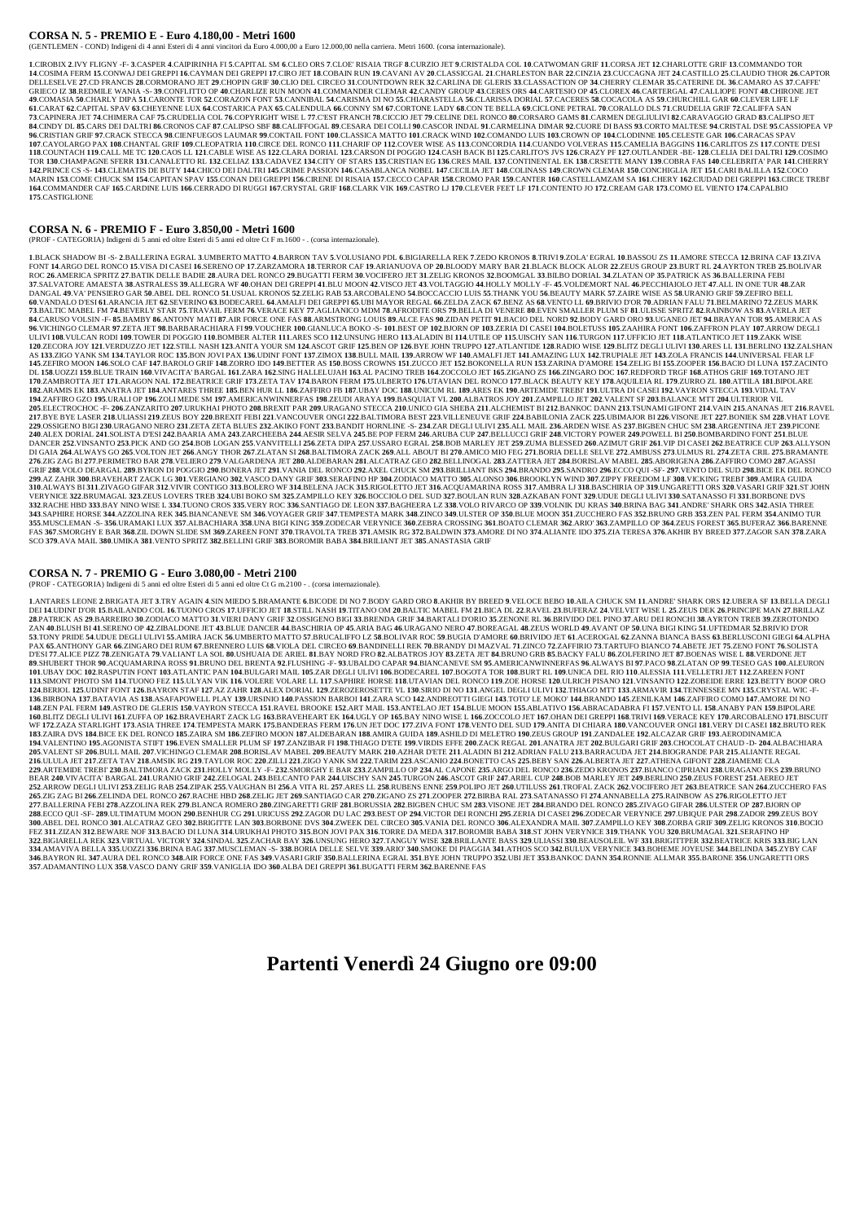## CORSA N. 5 - PREMIO E - Euro 4.180,00 - Metri 1600

(GENTLEMEN - COND) Indigeni di 4 anni Esteri di 4 anni vincitori da Euro 4.000,00 a Euro 12.000,00 nella carriera. Metri 1600. (corsa internazionale).

**1**.CIROBIX **2**.IVY FLIGNY -F- **3**.CASPER **4**.CAIPIRINHA FI **5**.CAPITAL SM **6**.CLEO ORS **7**.CLOE' RISAIA TRGF **8**.CURZIO JET **9**.CRISTALDA COL **10**.CATWOMAN GRIF **11**.CORSA JET **12**.CHARLOTTE GRIF **13**.COMMANDO TOR **14**.COSIMA FERM **15**.CONWAJ DEI GREPPI **16**.CAYMAN DEI GREPPI **17**.CIRO JET **18**.COBAIN RUN **19**.CAVANI AV **20**.CLASSICGAL **21**.CHARLESTON BAR **22**.CINZIA **23**.CUCCAGNA JET **24**.CASTILLO **25**.CLAUDIO THOR **26**.CAPTOR DELLESELVE **27**.CD FRANCIS **28**.CORMORANO JET **29**.CHOPIN GRIF **30**.CLIO DEL CIRCEO **31**.COUNTDOWN REK **32**.CARLINA DE GLERIS **33**.CLASSACTION OP **34**.CHERRY CLEMAR **35**.CATERINE DL **36**.CAMARO AS **37**.CAFFE' GRIECO IZ **38**.REDMILE WANIA -S- **39**.CONFLITTO OP **40**.CHARLIZE RUN MOON **41**.COMMANDER CLEMAR **42**.CANDY GROUP **43**.CERES ORS **44**.CARTESIO OP **45**.CLOREX **46**.CARTERGAL **47**.CALLIOPE FONT **48**.CHIRONE JET **49**.COMASIA **50**.CHARLY DIPA **51**.CARONTE TOR **52**.CORAZON FONT **53**.CANNIBAL **54**.CARISMA DI NO **55**.CHIARASTELLA **56**.CLARISSA DORIAL **57**.CACERES **58**.COCACOLA AS **59**.CHURCHILL GAR **60**.CLEVER LIFE LF **61**.CARAT **62**.CAPITAL SPAV **63**.CHEYENNE LUX **64**.COSTARICA PAX **65**.CALENDULA **66**.CONNY SM **67**.CORTONE LADY **68**.CON TE BELLA **69**.CICLONE PETRAL **70**.CORALLO DLS **71**.CRUDELIA GRIF **72**.CALIFFA SAN **73**.CAPINERA JET **74**.CHIMERA CAF **75**.CRUDELIA COL **76**.COPYRIGHT WISE L **77**.C'EST FRANCH **78**.CICCIO JET **79**.CELINE DEL RONCO **80**.CORSARO GAMS **81**.CARMEN DEGLIULIVI **82**.CARAVAGGIO GRAD **83**.CALIPSO JET **84**.CINDY DL **85**.CARS DEI DALTRI **86**.CRONOS CAF **87**.CALIPSO SBF **88**.CALIFFOGAL **89**.CESARA DEI COLLI **90**.CASCOR INDAL **91**.CARMELINA DIMAR **92**.CUORE DI BASS **93**.CORTO MALTESE **94**.CRISTAL DSE **95**.CASSIOPEA VP **96**.CRISTIAN GRIF **97**.CRACK STECCA **98**.CIENFUEGOS LAUMAR **99**.COKTAIL FONT **100**.CLASSICA MATTO **101**.CRACK WIND **102**.COMANDO LUIS **103**.CROWN OP **104**.CLODINNE **105**.CELESTE GAR **106**.CARACAS SPAV **107**.CAYOLARGO PAX **108**.CHANTAL GRIF **109**.CLEOPATRIA **110**.CIRCE DEL RONCO **111**.CHARIF OP **112**.COVER WISE AS **113**.CONCORDIA **114**.CUANDO VOLVERAS **115**.CAMELIA BAGGINS **116**.CARLITOS ZS **117**.CONTE D'ESI **118**.COUNTACH **119**.CALL ME TC **120**.CAOS LL **121**.CABLE WISE AS **122**.CLARA DORIAL **123**.CARSON DI POGGIO **124**.CASH BACK BI **125**.CARLITO'S JVS **126**.CRAZY PF **127**.OUTLANDER -BE- **128**.CLELIA DEI DALTRI **129**.COSIMO TOR **130**.CHAMPAGNE SFERR **131**.CANALETTO RL **132**.CELIAZ **133**.CADAVEZ **134**.CITY OF STARS **135**.CRISTIAN EG **136**.CRES MAIL **137**.CONTINENTAL EK **138**.CRSETTE MANY **139**.COBRA FAS **140**.CELEBRITA' PAR **141**.CHERRY **142**.PRINCE CS -S- **143**.CLEMATIS DE BUTY **144**.CHICO DEI DALTRI **145**.CRIME PASSION **146**.CASABLANCA NOBEL **147**.CECILIA JET **148**.COLINASS **149**.CROWN CLEMAR **150**.CONCHIGLIA JET **151**.CARI BALILLA **152**.COCO MARIN **153**.COME CHUCK SM **154**.CAPITAN SPAV **155**.CONAN DEI GREPPI **156**.CIRENE DI RISAIA **157**.CECCO CAPAR **158**.CROMO PAR **159**.CANTER **160**.CASTELLAMZAM SA **161**.CHERY **162**.CIUDAD DEI GREPPI **163**.CIRCE TREBI' **164**.COMMANDER CAF **165**.CARDINE LUIS **166**.CERRADO DI RUGGI **167**.CRYSTAL GRIF **168**.CLARK VIK **169**.CASTRO LJ **170**.CLEVER FEET LF **171**.CONTENTO JO **172**.CREAM GAR **173**.COMO EL VIENTO **174**.CAPALBIO **175**.CASTIGLIONE

## CORSA N. 6 - PREMIO F - Euro 3.850,00 - Metri 1600

(PROF - CATEGORIA) Indigeni di 5 anni ed oltre Esteri di 5 anni ed oltre Ct F m.1600 - . (corsa internazionale).

**1**.BLACK SHADOW BI -S- **2**.BALLERINA EGRAL **3**.UMBERTO MATTO **4**.BARRON TAV **5**.VOLUSIANO PDL **6**.BIGIARELLA REK **7**.ZEDO KRONOS **8**.TRIVI **9**.ZOLA' EGRAL **10**.BASSOU ZS **11**.AMORE STECCA **12**.BRINA CAF **13**.ZIVA FONT **14**.ARGO DEL RONCO **15**.VISA DI CASEI **16**.SERENO OP **17**.ZARZAMORA **18**.TERROR CAF **19**.ARIANUOVA OP **20**.BLOODY MARY BAR **21**.BLACK BLOCK ALOR **22**.ZEUS GROUP **23**.BURT RL **24**.AYRTON TREB **25**.BOLIVAR ROC **26**.AMERICA SPRITZ **27**.BATIK DELLE BADIE **28**.AURA DEL RONCO **29**.BUGATTI FERM **30**.VOCIFERO JET **31**.ZELIG KRONOS **32**.BOOMGAL **33**.BILBO DORIAL **34**.ZLATAN OP **35**.PATRICK AS **36**.BALLERINA FEBI **37**.SALVATORE AMAESTA **38**.ASTRALESS **39**.ALLEGRA WF **40**.OHAN DEI GREPPI **41**.BLU MOON **42**.VISCO JET **43**.VOLTAGGIO **44**.HOLLY MOLLY -F- **45**.VOLDEMORT NAL **46**.PECCHIAIOLO JET **47**.ALL IN ONE TUR **48**.ZAR DANGAL **49**.VA' PENSIERO GAR **50**.ABEL DEL RONCO **51**.USUAL KRONOS **52**.ZELIG RAB **53**.ARCOBALENO **54**.BOCCACCIO LUIS **55**.THANK YOU **56**.BEAUTY MARK **57**.ZAIRE WISE AS **58**.URANIO GRIF **59**.ZEFIRO BELL **60**.VANDALO D'ESI **61**.ARANCIA JET **62**.SEVERINO **63**.BODECAREL **64**.AMALFI DEI GREPPI **65**.UBI MAYOR REGAL **66**.ZELDA ZACK **67**.BENZ AS **68**.VENTO LL **69**.BRIVIO D'OR **70**.ADRIAN FALU **71**.BELMARINO **72**.ZEUS MARK **73**.BALTIC MABEL FM **74**.BEVERLY STAR **75**.TRAVAIL FERM **76**.VERACE KEY **77**.AGLIANICO MDM **78**.AFRODITE ORS **79**.BELLA DI VENERE **80**.EVEN SMALLER PLUM SF **81**.ULISSE SPRITZ **82**.RAINBOW AS **83**.AVERLA JET **84**.CARUSO VOLSIN -F- **85**.BAMBY **86**.ANTONY MATI **87**.AIR FORCE ONE FAS **88**.ARMSTRONG LOUIS **89**.ALCE FAS **90**.ZIDAN PETIT **91**.BACIO DEL NORD **92**.BODY GARD ORO **93**.UGANEO JET **94**.BRAYAN TOR **95**.AMERICA AS **96**.VICHINGO CLEMAR **97**.ZIPA JET **98**.BARBARACHIARA FI **99**.VOUCHER **100**.GIANLUCA BOKO -S- **101**.BEST OP **102**.BJORN OP **103**.ZERIA DI CASEI **104**.BOLETUSS **105**.ZAAHIRA FONT **106**.ZAFFRON PLAY **107**.ARROW DEGLI ULIVI **108**.VULCAN RODI **109**.TOWER DI POGGIO **110**.BOMBER ALTER **111**.ARES SCO **112**.UNSUNG HERO **113**.ALADIN BI **114**.UTILE OP **115**.UISCHY SAN **116**.TURGON **117**.UFFICIO JET **118**.ATLANTICO JET **119**.ZAKK WISE **120**.ZECORA JOY **121**.VERDUZZO JET **122**.STILL NASH **123**.ANITA YOUR SM **124**.ASCOT GRIF **125**.BEN OP **126**.BYE JOHN TRUPPO **127**.ATLANTIDE **128**.RADIO WISE **129**.BLITZ DEGLI ULIVI **130**.ARES LL **131**.BERLINO **132**.ZALSHAN AS **133**.ZIGO YANK SM **134**.TAYLOR ROC **135**.BON JOVI PAX **136**.UDINI' FONT **137**.ZIMOX **138**.BULL MAIL **139**.ARROW WF **140**.AMALFI JET **141**.AMAZING LUX **142**.TRUPIALE JET **143**.ZOLA FRANCIS **144**.UNIVERSAL FEAR LF **145**.ZEFIRO MOON **146**.SOLO CAF **147**.BAROLO GRIF **148**.ZORRO IDO **149**.BETTER AS **150**.BOSS CROWNS **151**.ZUCCO JET **152**.BOKONELLA RUN **153**.ZARINA D'AMORE **154**.ZELIG BI **155**.ZOOPER **156**.BACIO DI LUNA **157**.ZACINTO DL **158**.UOZZI **159**.BLUE TRAIN **160**.VIVACITA' BARGAL **161**.ZARA **162**.SING HALLELUJAH **163**.AL PACINO TREB **164**.ZOCCOLO JET **165**.ZIGANO ZS **166**.ZINGARO DOC **167**.REDFORD TRGF **168**.ATHOS GRIF **169**.TOTANO JET **170**.ZAMBROTTA JET **171**.ARAGON NAL **172**.BEATRICE GRIF **173**.ZETA TAV **174**.BARON FERM **175**.ULBERTO **176**.UTAVIAN DEL RONCO **177**.BLACK BEAUTY KEY **178**.AQUILEIA RL **179**.ZURRO ZL **180**.ATTILA **181**.BIPOLARE **182**.ARAMIS EK **183**.ANATRA JET **184**.ANTARES THREE **185**.BEN HUR LL **186**.ZAFFIRO FB **187**.UBAY DOC **188**.UNICUM RL **189**.ARES EK **190**.ARTEMIDE TREBI' **191**.ULTRA DI CASEI **192**.VAYRON STECCA **193**.VIDAL TAV **194**.ZAFFIRO CZO **195**.URALI OP **196**.ZOLI MEDE SM **197**.AMERICANWINNERFAS **198**.ZEUDI ARAYA **199**.BASQUIAT VL **200**.ALBATROS JOY **201**.ZAMPILLO JET **202**.VALENT SF **203**.BALANCE MTT **204**.ULTERIOR VIL **205**.ELECTROCHOC -F- **206**.ZANZARITO **207**.URUKHAI PHOTO **208**.BREXIT PAR **209**.URAGANO STECCA **210**.UNICO GIA SHEBA **211**.ALCHEMIST BI **212**.BANKOC DANN **213**.TSUNAMI GIFONT **214**.VAIN **215**.ANANAS JET **216**.RAVEL **217**.BYE BYE LASER **218**.ULIASSI **219**.ZEUS BOY **220**.BREXIT FEBI **221**.VANCOUVER ONGI **222**.BALTIMORA BEST **223**.VILLENEUVE GRIF **224**.BABILONIA ZACK **225**.UBIMAJOR BI **226**.VISONE JET **227**.BONIEK SM **228**.VHAT LOVE **229**.OSSIGENO BIGI **230**.URAGANO NERO **231**.ZETA ZETA BLUES **232**.AKIKO FONT **233**.BANDIT HORNLINE -S- **234**.ZAR DEGLI ULIVI **235**.ALL MAIL **236**.ARDEN WISE AS **237**.BIGBEN CHUC SM **238**.ARGENTINA JET **239**.PICONE **240**.ALEX DORIAL **241**.SOLISTA D'ESI **242**.BAARIA AMA **243**.ZARCHEEBA **244**.AESIR SELVA **245**.BE POP FERM **246**.ARUBA CUP **247**.BELLUCCI GRIF **248**.VICTORY POWER **249**.POWELL BI **250**.BOMBARDINO FONT **251**.BLUE DANCER **252**.VINSANTO **253**.PICK AND GO **254**.BOB LOGAN **255**.VANVITELLI **256**.ZETA DIPA **257**.USSARO EGRAL **258**.BOB MARLEY JET **259**.ZUMA BLESSED **260**.AZIMUT GRIF **261**.VIP DI CASEI **262**.BEATRICE CUP **263**.ALLYSON DI GAIA **264**.ALWAYS GO **265**.VOLTON JET **266**.ANGY THOR **267**.ZLATAN SI **268**.BALTIMORA ZACK **269**.ALL ABOUT BI **270**.AMICO MIO FEG **271**.BORIA DELLE SELVE **272**.AMBUSS **273**.ULMUS RL **274**.ZETA CRIL **275**.BRAMANTE **276**.ZIG ZAG BI **277**.PERIMETRO BAR **278**.VELIERO **279**.VALGARDENA JET **280**.ALDEBARAN **281**.ALCATRAZ GEO **282**.BELLINOGAL **283**.ZATTERA JET **284**.BORISLAV MABEL **285**.ABORIGENA **286**.ZAFFIRO COMO **287**.AGASSI GRIF **288**.VOLO DEARGAL **289**.BYRON DI POGGIO **290**.BONERA JET **291**.VANIA DEL RONCO **292**.AXEL CHUCK SM **293**.BRILLIANT BKS **294**.BRANDO **295**.SANDRO **296**.ECCO QUI -SF- **297**.VENTO DEL SUD **298**.BICE EK DEL RONCO **299**.AZ ZAHR **300**.BRAVEHART ZACK LC **301**.VERGIANO **302**.VASCO DANY GRIF **303**.SERAFINO HP **304**.ZODIACO MATTO **305**.ALONSO **306**.BROOKLYN WIND **307**.ZIPPY FREEDOM LF **308**.VICKING TREBI' **309**.AMIRA GUIDA **310**.ALWAYS BI **311**.ZIVAGO GIFAR **312**.VIVIR CONTIGO **313**.BOLERO WF **314**.BELENA JACK **315**.RIGOLETTO JET **316**.ACQUAMARINA ROSS **317**.AMBRA LJ **318**.BASCHIRIA OP **319**.UNGARETTI ORS **320**.VASARI GRIF **321**.ST JOHN VERYNICE **322**.BRUMAGAL **323**.ZEUS LOVERS TREB **324**.UBI BOKO SM **325**.ZAMPILLO KEY **326**.BOCCIOLO DEL SUD **327**.BOULAN RUN **328**.AZKABAN FONT **329**.UDUE DEGLI ULIVI **330**.SATANASSO FI **331**.BORBONE DVS **332**.RACHE HBD **333**.BAY NINO WISE L **334**.TUONO CROS **335**.VERY ROC **336**.SANTIAGO DE LEON **337**.BAGHEERA LZ **338**.VOLO RIVARCO OP **339**.VOLNIK DU KRAS **340**.BRINA BAG **341**.ANDRE' SHARK ORS **342**.ASIA THREE **343**.SAPHIRE HORSE **344**.AZZOLINA REK **345**.BIANCANEVE SM **346**.VOYAGER GRIF **347**.TEMPESTA MARK **348**.ZINCO **349**.ULSTER OP **350**.BLUE MOON **351**.ZUCCHERO FAS **352**.BRUNO GRB **353**.ZEN PAL FERM **354**.ANIMO TUR **355**.MUSCLEMAN -S- **356**.URAMAKI LUX **357**.ALBACHIARA **358**.UNA BIGI KING **359**.ZODECAR VERYNICE **360**.ZEBRA CROSSING **361**.BOATO CLEMAR **362**.ARIO' **363**.ZAMPILLO OP **364**.ZEUS FOREST **365**.BUFERAZ **366**.BARENNE FAS **367**.SMORGHY E BAR **368**.ZIL DOWN SLIDE SM **369**.ZAREEN FONT **370**.TRAVOLTA TREB **371**.AMSIK RG **372**.BALDWIN **373**.AMORE DI NO **374**.ALIANTE IDO **375**.ZIA TERESA **376**.AKHIR BY BREED **377**.ZAGOR SAN **378**.ZARA SCO **379**.AVA MAIL **380**.UMIKA **381**.VENTO SPRITZ **382**.BELLINI GRIF **383**.BOROMIR BABA **384**.BRILIANT JET **385**.ANASTASIA GRIF

## CORSA N. 7 - PREMIO G - Euro 3.080,00 - Metri 2100

(PROF - CATEGORIA) Indigeni di 5 anni ed oltre Esteri di 5 anni ed oltre Ct G m.2100 - . (corsa internazionale).

**1**.ANTARES LEONE **2**.BRIGATA JET **3**.TRY AGAIN **4**.SIN MIEDO **5**.BRAMANTE **6**.BICODE DI NO **7**.BODY GARD ORO **8**.AKHIR BY BREED **9**.VELOCE BEBO **10**.AILA CHUCK SM **11**.ANDRE' SHARK ORS **12**.UBERA SF **13**.BELLA DEGLI DEI **14**.UDINI' D'OR **15**.BAILANDO COL **16**.TUONO CROS **17**.UFFICIO JET **18**.STILL NASH **19**.TITANO OM **20**.BALTIC MABEL FM **21**.BICA DL **22**.RAVEL **23**.BUFERAZ **24**.VELVET WISE L **25**.ZEUS DEK **26**.PRINCIPE MAN **27**.BRILLAZ **28**.PATRICK AS **29**.BARREIRO **30**.ZODIACO MATTO **31**.VIERI DANY GRIF **32**.OSSIGENO BIGI **33**.BRENDA GRIF **34**.BARTALI D'ORIO **35**.ZENONE RL **36**.BRIVIDO DEL PINO **37**.ARU DEI RONCHI **38**.AYRTON TREB **39**.ZEROTONDO ZAN **40**.BLUSH BI **41**.SERENO OP **42**.ZIBALDONE JET **43**.BLUE DANCER **44**.BASCHIRIA OP **45**.ARIA BAG **46**.URAGANO NERO **47**.BOREAGAL **48**.ZEUS WORLD **49**.AVANT OP **50**.UNA BIGI KING **51**.UFTEDMAR **52**.BRIVIO D'OR **53**.TONY PRIDE **54**.UDUE DEGLI ULIVI **55**.AMIRA JACK **56**.UMBERTO MATTO **57**.BRUCALIFFO LZ **58**.BOLIVAR ROC **59**.BUGIA D'AMORE **60**.BRIVIDO JET **61**.ACEROGAL **62**.ZANNA BIANCA BASS **63**.BERLUSCONI GIEGI **64**.ALPHA PAX **65**.ANTHONY GAR **66**.ZINGARO DEI RUM **67**.BRENNERO LUIS **68**.VIOLA DEL CIRCEO **69**.BANDINELLI REK **70**.BRANDY DI MAZVAL **71**.ZINCO **72**.ZAFFIRIO **73**.TARTUFO BIANCO **74**.ABETE JET **75**.ZENO FONT **76**.SOLISTA D'ESI **77**.ALICE PIZZ **78**.ZENIGATA **79**.VALIANT LA SOL **80**.USHUAIA DE ARIEL **81**.BAY NORD FRO **82**.ALBATROS JOY **83**.ZETA JET **84**.BRUNO GRB **85**.BACKY FALU **86**.ZOLFERINO JET **87**.BOENAS WISE L **88**.VERDONE JET **89**.SHUBERT THOR **90**.ACQUAMARINA ROSS **91**.BRUNO DEL BRENTA **92**.FLUSHING -F- **93**.UBALDO CAPAR **94**.BIANCANEVE SM **95**.AMERICANWINNERFAS **96**.ALWAYS BI **97**.PACO **98**.ZLATAN OP **99**.TESEO GAS **100**.ALEURON **101**.UBAY DOC **102**.RASPUTIN FONT **103**.ATLANTIC PAN **104**.BULGARI MAIL **105**.ZAR DEGLI ULIVI **106**.BODECAREL **107**.BOGOTA TOR **108**.BURT RL **109**.UNICA DEL RIO **110**.ALESSIA **111**.VELLETRI JET **112**.ZAREEN FONT **113**.SIMONT PHOTO SM **114**.TUONO FEZ **115**.ULYAN VIK **116**.VOLERE VOLARE LL **117**.SAPHIRE HORSE **118**.UTAVIAN DEL RONCO **119**.ZOE HORSE **120**.ULRICH PISANO **121**.VINSANTO **122**.ZOBEIDE ERRE **123**.BETTY BOOP ORO **124**.BERIOL **125**.UDINI' FONT **126**.BAYRON STAF **127**.AZ ZAHR **128**.ALEX DORIAL **129**.ZEROZEROSETTE VL **130**.SIRIO DI NO **131**.ANGEL DEGLI ULIVI **132**.THIAGO MTT **133**.ARMAVIR **134**.TENNESSEE MN **135**.CRYSTAL WIC -F- **136**.BIRBONA **137**.BATAVIA AS **138**.ASAFAPOWELL PLAY **139**.URSINIO **140**.PASSION BARBOI **141**.ZARA SCO **142**.ANDREOTTI GIEGI **143**.TOTO' LE MOKO' **144**.BRANDO **145**.ZENILKAM **146**.ZAFFIRO COMO **147**.AMORE DI NO **148**.ZEN PAL FERM **149**.ASTRO DE GLERIS **150**.VAYRON STECCA **151**.RAVEL BROOKE **152**.ART MAIL **153**.ANTELAO JET **154**.BLUE MOON **155**.ABLATIVO **156**.ABRACADABRA FI **157**.VENTO LL **158**.ANABY PAN **159**.BIPOLARE **160**.BLITZ DEGLI ULIVI **161**.ZUFFA OP **162**.BRAVEHART ZACK LG **163**.BRAVEHEART EK **164**.UGLY OP **165**.BAY NINO WISE L **166**.ZOCCOLO JET **167**.OHAN DEI GREPPI **168**.TRIVI **169**.VERACE KEY **170**.ARCOBALENO **171**.BISCUIT WF **172**.ZAZA STARLIGHT **173**.ASIA THREE **174**.TEMPESTA MARK **175**.BANDERAS FERM **176**.UN JET DOC **177**.ZIVA FONT **178**.VENTO DEL SUD **179**.ANITA DI CHIARA **180**.VANCOUVER ONGI **181**.VERY DI CASEI **182**.BRUTO REK **183**.ZAIRA DVS **184**.BICE EK DEL RONCO **185**.ZAIRA SM **186**.ZEFIRO MOON **187**.ALDEBARAN **188**.AMIRA GUIDA **189**.ASHILD DI MELETRO **190**.ZEUS GROUP **191**.ZANDALEE **192**.ALCAZAR GRIF **193**.AERODINAMICA **194**.VALENTINO **195**.AGONISTA STIFF **196**.EVEN SMALLER PLUM SF **197**.ZANZIBAR FI **198**.THIAGO D'ETE **199**.VIRDIS EFFE **200**.ZACK REGAL **201**.ANATRA JET **202**.BULGARI GRIF **203**.CHOCOLAT CHAUD -D- **204**.ALBACHIARA **205**.VALENT SF **206**.BULL MAIL **207**.VICHINGO CLEMAR **208**.BORISLAV MABEL **209**.BEAUTY MARK **210**.AZHAR D'ETE **211**.ALADIN BI **212**.ADRIAN FALU **213**.BARRACUDA JET **214**.BIOGRANDE PAR **215**.ALIANTE REGAL **216**.ULOLA JET **217**.ZETA TAV **218**.AMSIK RG **219**.TAYLOR ROC **220**.ZILLI **221**.ZIGO YANK SM **222**.TARIM **223**.ASCANIO **224**.BONETTO CAS **225**.BEBY SAN **226**.ALBERTA JET **227**.ATHENA GIFONT **228**.ZIAMEME CLA **229**.ARTEMIDE TREBI' **230**.BALTIMORA ZACK **231**.HOLLY MOLLY -F- **232**.SMORGHY E BAR **233**.ZAMPILLO OP **234**.AL CAPONE **235**.ARGO DEL RONCO **236**.ZEDO KRONOS **237**.BIANCO CIPRIANI **238**.URAGANO FKS **239**.BRUNO BEAR **240**.VIVACITA' BARGAL **241**.URANIO GRIF **242**.ZELOGAL **243**.BELCANTO PAR **244**.UISCHY SAN **245**.TURGON **246**.ASCOT GRIF **247**.ARIEL CUP **248**.BOB MARLEY JET **249**.BERLINO **250**.ZEUS FOREST **251**.AEREO JET **252**.ARROW DEGLI ULIVI **253**.ZELIG RAB **254**.ZIPAK **255**.VAUGHAN BI **256**.A VITA RL **257**.ARES LL **258**.RUBENS ENNE **259**.POLIPO JET **260**.UTILUSS **261**.TROFAL ZACK **262**.VOCIFERO JET **263**.BEATRICE SAN **264**.ZUCCHERO FAS **265**.ZIG ZAG BI **266**.ZELINDA DEL RONCO **267**.RACHE HBD **268**.ZELIG JET **269**.SANTIAGO CAR **270**.ZIGANO ZS **271**.ZOOPER **272**.BIRBA RAL **273**.SATANASSO FI **274**.ANNABELLA **275**.RAINBOW AS **276**.RIGOLETTO JET **277**.BALLERINA FEBI **278**.AZZOLINA REK **279**.BLANCA ROMERO **280**.ZINGARETTI GRIF **281**.BORUSSIA **282**.BIGBEN CHUC SM **283**.VISONE JET **284**.BRANDO DEL RONCO **285**.ZIVAGO GIFAR **286**.ULSTER OP **287**.BJORN OP **288**.ECCO QUI -SF- **289**.ULTIMATUM MOON **290**.BENHUR CG **291**.URICUSS **292**.ZAGOR DU LAC **293**.BEST OP **294**.VICTOR DEI RONCHI **295**.ZERIA DI CASEI **296**.ZODECAR VERYNICE **297**.UBIQUE PAR **298**.ZADOR **299**.ZEUS BOY **300**.ABEL DEL RONCO **301**.ALCATRAZ GEO **302**.BRIGITTE LAN **303**.BORBONE DVS **304**.ZWEEK DEL CIRCEO **305**.VANIA DEL RONCO **306**.ALEXANDRA MAIL **307**.ZAMPILLO KEY **308**.ZORBA GRIF **309**.ZELIG KRONOS **310**.BOCIO FEZ **311**.ZIZAN **312**.BEWARE NOF **313**.BACIO DI LUNA **314**.URUKHAI PHOTO **315**.BON JOVI PAX **316**.TORRE DA MEDA **317**.BOROMIR BABA **318**.ST JOHN VERYNICE **319**.THANK YOU **320**.BRUMAGAL **321**.SERAFINO HP **322**.BIGIARELLA REK **323**.VIRTUAL VICTORY **324**.SINDAL **325**.ZACHAR BAY **326**.UNSUNG HERO **327**.TANGUY WISE **328**.BRILLANTE BASS **329**.ULIASSI **330**.BEAUSOLEIL WF **331**.BRIGITTPER **332**.BEATRICE KRIS **333**.BIG LAN **334**.AMAVIVA BELLA **335**.UOZZI **336**.BRINA BAG **337**.MUSCLEMAN -S- **338**.BORIA DELLE SELVE **339**.ARIO' **340**.SMOKE DI PIAGGIA **341**.ATHOS SCO **342**.BULUX VERYNICE **343**.BOHEME JOYEUSE **344**.BELINDA **345**.ZYBY CAF **346**.BAYRON RL **347**.AURA DEL RONCO **348**.AIR FORCE ONE FAS **349**.VASARI GRIF **350**.BALLERINA EGRAL **351**.BYE JOHN TRUPPO **352**.UBI JET **353**.BANKOC DANN **354**.RONNIE ALLMAR **355**.BARONE **356**.UNGARETTI ORS **357**.ADAMANTINO LUX **358**.VASCO DANY GRIF **359**.VANIGLIA IDO **360**.ALBA DEI GREPPI **361**.BUGATTI FERM **362**.BARENNE FAS

# Partenti Venerdì 24 Giugno ore 09:00